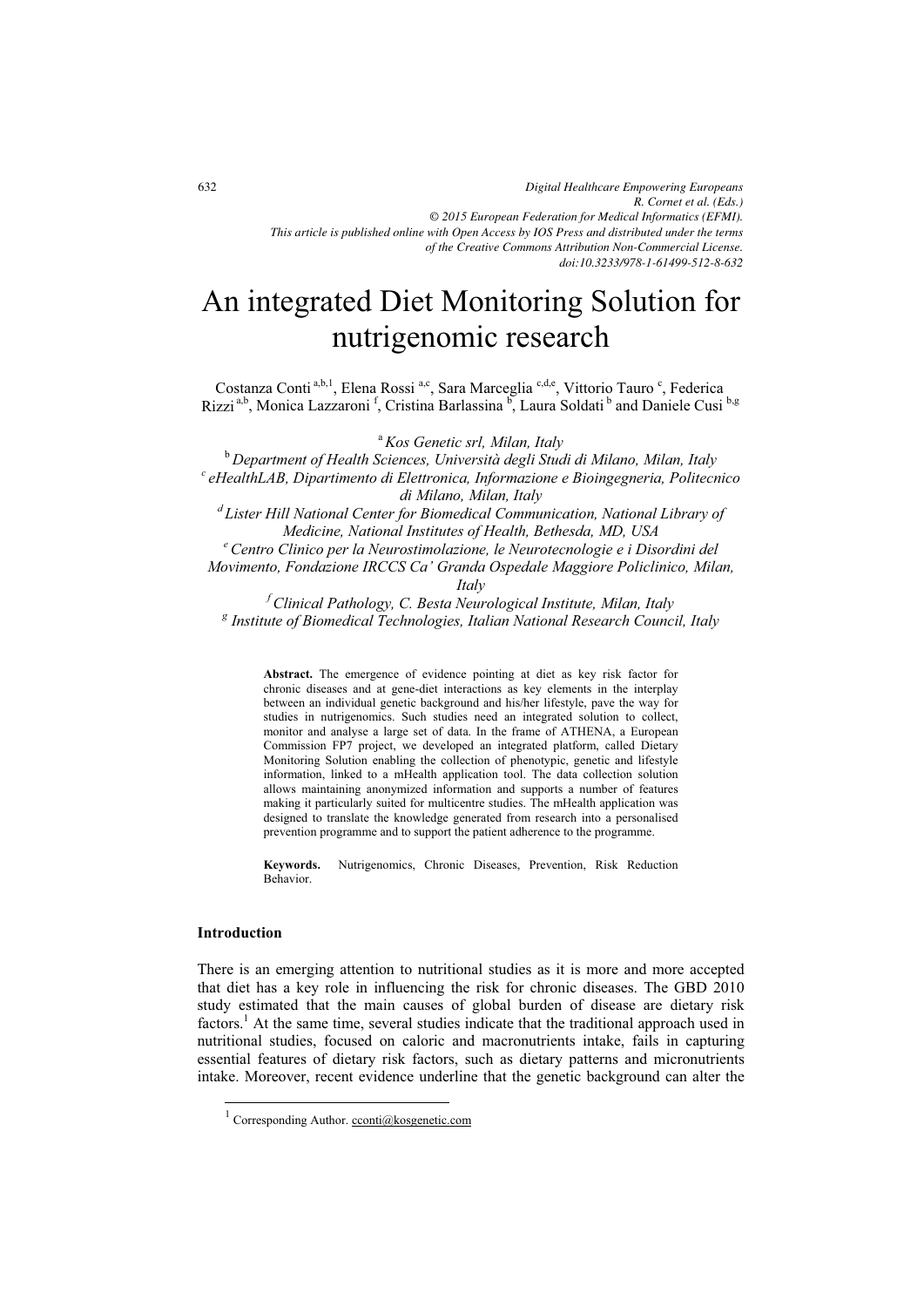# An integrated Diet Monitoring Solution for nutrigenomic research

Costanza Conti [a,b,1], Elena Rossi [a,c], Sara Marceglia [c,d,e], Vittorio Tauro [c], Federica Rizzi [a,b], Monica Lazzaroni [f], Cristina Barlassina [b], Laura Soldati [b] and Daniele Cusi [b,g]

[a] *Kos Genetic srl, Milan, Italy*
[b] *Department of Health Sciences, Università degli Studi di Milano, Milan, Italy*
[c] *eHealthLAB, Dipartimento di Elettronica, Informazione e Bioingegneria, Politecnico di Milano, Milan, Italy*
[d] *Lister Hill National Center for Biomedical Communication, National Library of Medicine, National Institutes of Health, Bethesda, MD, USA*
[e] *Centro Clinico per la Neurostimolazione, le Neurotecnologie e i Disordini del Movimento, Fondazione IRCCS Ca' Granda Ospedale Maggiore Policlinico, Milan, Italy*
[f] *Clinical Pathology, C. Besta Neurological Institute, Milan, Italy*
[g] *Institute of Biomedical Technologies, Italian National Research Council, Italy*

**Abstract.** The emergence of evidence pointing at diet as key risk factor for chronic diseases and at gene-diet interactions as key elements in the interplay between an individual genetic background and his/her lifestyle, pave the way for studies in nutrigenomics. Such studies need an integrated solution to collect, monitor and analyse a large set of data. In the frame of ATHENA, a European Commission FP7 project, we developed an integrated platform, called Dietary Monitoring Solution enabling the collection of phenotypic, genetic and lifestyle information, linked to a mHealth application tool. The data collection solution allows maintaining anonymized information and supports a number of features making it particularly suited for multicentre studies. The mHealth application was designed to translate the knowledge generated from research into a personalised prevention programme and to support the patient adherence to the programme.

**Keywords.** Nutrigenomics, Chronic Diseases, Prevention, Risk Reduction Behavior.

## Introduction

There is an emerging attention to nutritional studies as it is more and more accepted that diet has a key role in influencing the risk for chronic diseases. The GBD 2010 study estimated that the main causes of global burden of disease are dietary risk factors.[1] At the same time, several studies indicate that the traditional approach used in nutritional studies, focused on caloric and macronutrients intake, fails in capturing essential features of dietary risk factors, such as dietary patterns and micronutrients intake. Moreover, recent evidence underline that the genetic background can alter the

[1] Corresponding Author. cconti@kosgenetic.com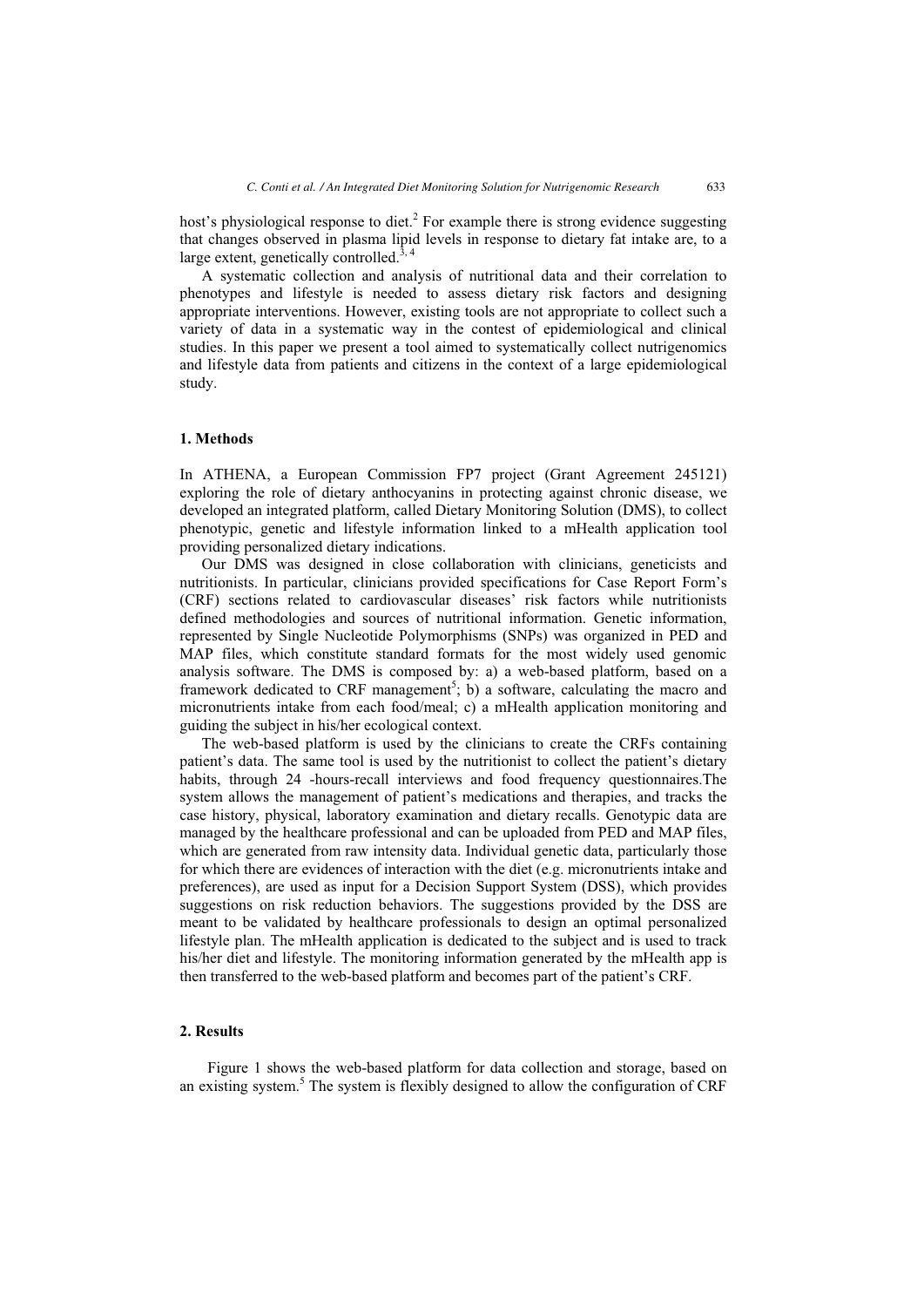host's physiological response to diet.[2] For example there is strong evidence suggesting that changes observed in plasma lipid levels in response to dietary fat intake are, to a large extent, genetically controlled.[3, 4]

A systematic collection and analysis of nutritional data and their correlation to phenotypes and lifestyle is needed to assess dietary risk factors and designing appropriate interventions. However, existing tools are not appropriate to collect such a variety of data in a systematic way in the contest of epidemiological and clinical studies. In this paper we present a tool aimed to systematically collect nutrigenomics and lifestyle data from patients and citizens in the context of a large epidemiological study.

## 1. Methods

In ATHENA, a European Commission FP7 project (Grant Agreement 245121) exploring the role of dietary anthocyanins in protecting against chronic disease, we developed an integrated platform, called Dietary Monitoring Solution (DMS), to collect phenotypic, genetic and lifestyle information linked to a mHealth application tool providing personalized dietary indications.

Our DMS was designed in close collaboration with clinicians, geneticists and nutritionists. In particular, clinicians provided specifications for Case Report Form's (CRF) sections related to cardiovascular diseases' risk factors while nutritionists defined methodologies and sources of nutritional information. Genetic information, represented by Single Nucleotide Polymorphisms (SNPs) was organized in PED and MAP files, which constitute standard formats for the most widely used genomic analysis software. The DMS is composed by: a) a web-based platform, based on a framework dedicated to CRF management[5]; b) a software, calculating the macro and micronutrients intake from each food/meal; c) a mHealth application monitoring and guiding the subject in his/her ecological context.

The web-based platform is used by the clinicians to create the CRFs containing patient's data. The same tool is used by the nutritionist to collect the patient's dietary habits, through 24 -hours-recall interviews and food frequency questionnaires.The system allows the management of patient's medications and therapies, and tracks the case history, physical, laboratory examination and dietary recalls. Genotypic data are managed by the healthcare professional and can be uploaded from PED and MAP files, which are generated from raw intensity data. Individual genetic data, particularly those for which there are evidences of interaction with the diet (e.g. micronutrients intake and preferences), are used as input for a Decision Support System (DSS), which provides suggestions on risk reduction behaviors. The suggestions provided by the DSS are meant to be validated by healthcare professionals to design an optimal personalized lifestyle plan. The mHealth application is dedicated to the subject and is used to track his/her diet and lifestyle. The monitoring information generated by the mHealth app is then transferred to the web-based platform and becomes part of the patient's CRF.

## 2. Results

Figure 1 shows the web-based platform for data collection and storage, based on an existing system.[5] The system is flexibly designed to allow the configuration of CRF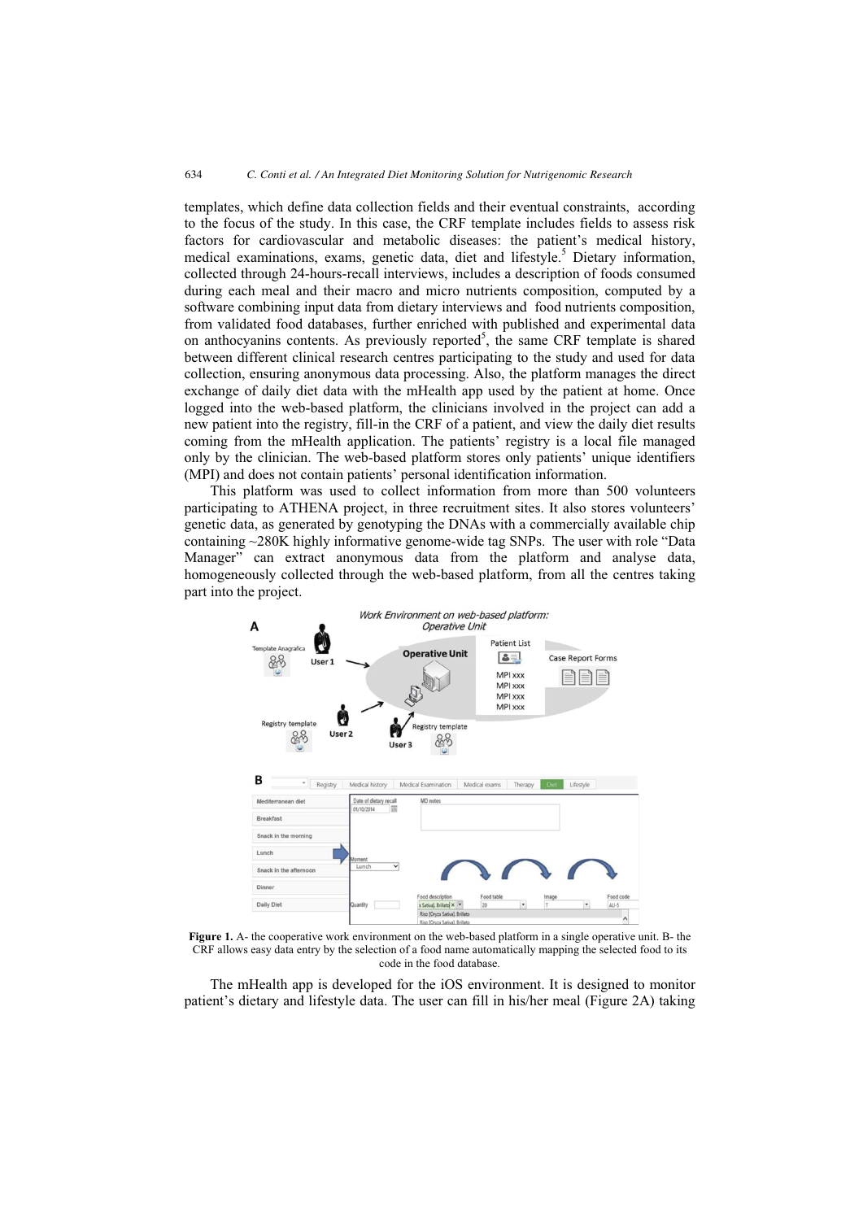templates, which define data collection fields and their eventual constraints, according to the focus of the study. In this case, the CRF template includes fields to assess risk factors for cardiovascular and metabolic diseases: the patient's medical history, medical examinations, exams, genetic data, diet and lifestyle.[5] Dietary information, collected through 24-hours-recall interviews, includes a description of foods consumed during each meal and their macro and micro nutrients composition, computed by a software combining input data from dietary interviews and food nutrients composition, from validated food databases, further enriched with published and experimental data on anthocyanins contents. As previously reported[5], the same CRF template is shared between different clinical research centres participating to the study and used for data collection, ensuring anonymous data processing. Also, the platform manages the direct exchange of daily diet data with the mHealth app used by the patient at home. Once logged into the web-based platform, the clinicians involved in the project can add a new patient into the registry, fill-in the CRF of a patient, and view the daily diet results coming from the mHealth application. The patients' registry is a local file managed only by the clinician. The web-based platform stores only patients' unique identifiers (MPI) and does not contain patients' personal identification information.

This platform was used to collect information from more than 500 volunteers participating to ATHENA project, in three recruitment sites. It also stores volunteers' genetic data, as generated by genotyping the DNAs with a commercially available chip containing ~280K highly informative genome-wide tag SNPs. The user with role "Data Manager" can extract anonymous data from the platform and analyse data, homogeneously collected through the web-based platform, from all the centres taking part into the project.

**Figure 1.** A- the cooperative work environment on the web-based platform in a single operative unit. B- the CRF allows easy data entry by the selection of a food name automatically mapping the selected food to its code in the food database.

The mHealth app is developed for the iOS environment. It is designed to monitor patient's dietary and lifestyle data. The user can fill in his/her meal (Figure 2A) taking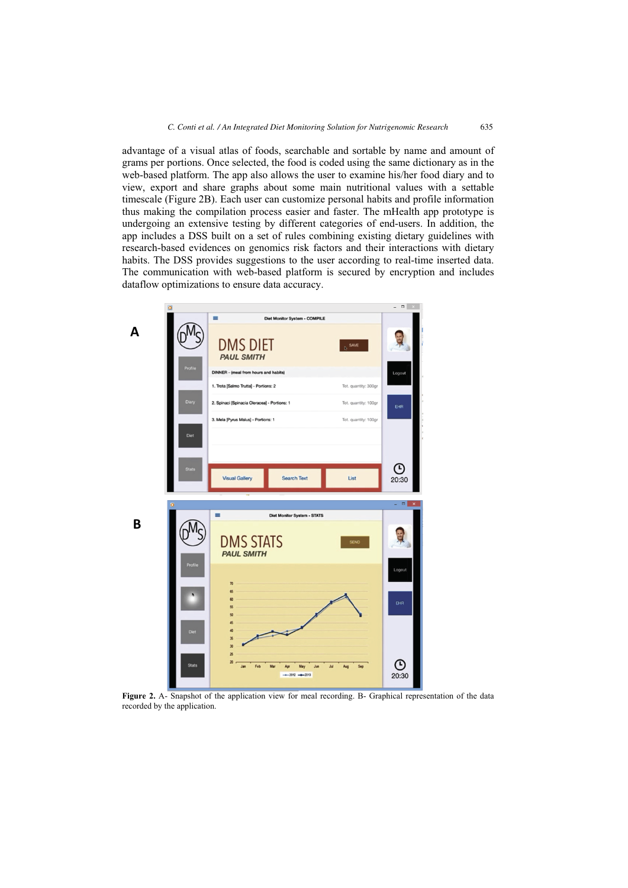advantage of a visual atlas of foods, searchable and sortable by name and amount of grams per portions. Once selected, the food is coded using the same dictionary as in the web-based platform. The app also allows the user to examine his/her food diary and to view, export and share graphs about some main nutritional values with a settable timescale (Figure 2B). Each user can customize personal habits and profile information thus making the compilation process easier and faster. The mHealth app prototype is undergoing an extensive testing by different categories of end-users. In addition, the app includes a DSS built on a set of rules combining existing dietary guidelines with research-based evidences on genomics risk factors and their interactions with dietary habits. The DSS provides suggestions to the user according to real-time inserted data. The communication with web-based platform is secured by encryption and includes dataflow optimizations to ensure data accuracy.

**Figure 2.** A- Snapshot of the application view for meal recording. B- Graphical representation of the data recorded by the application.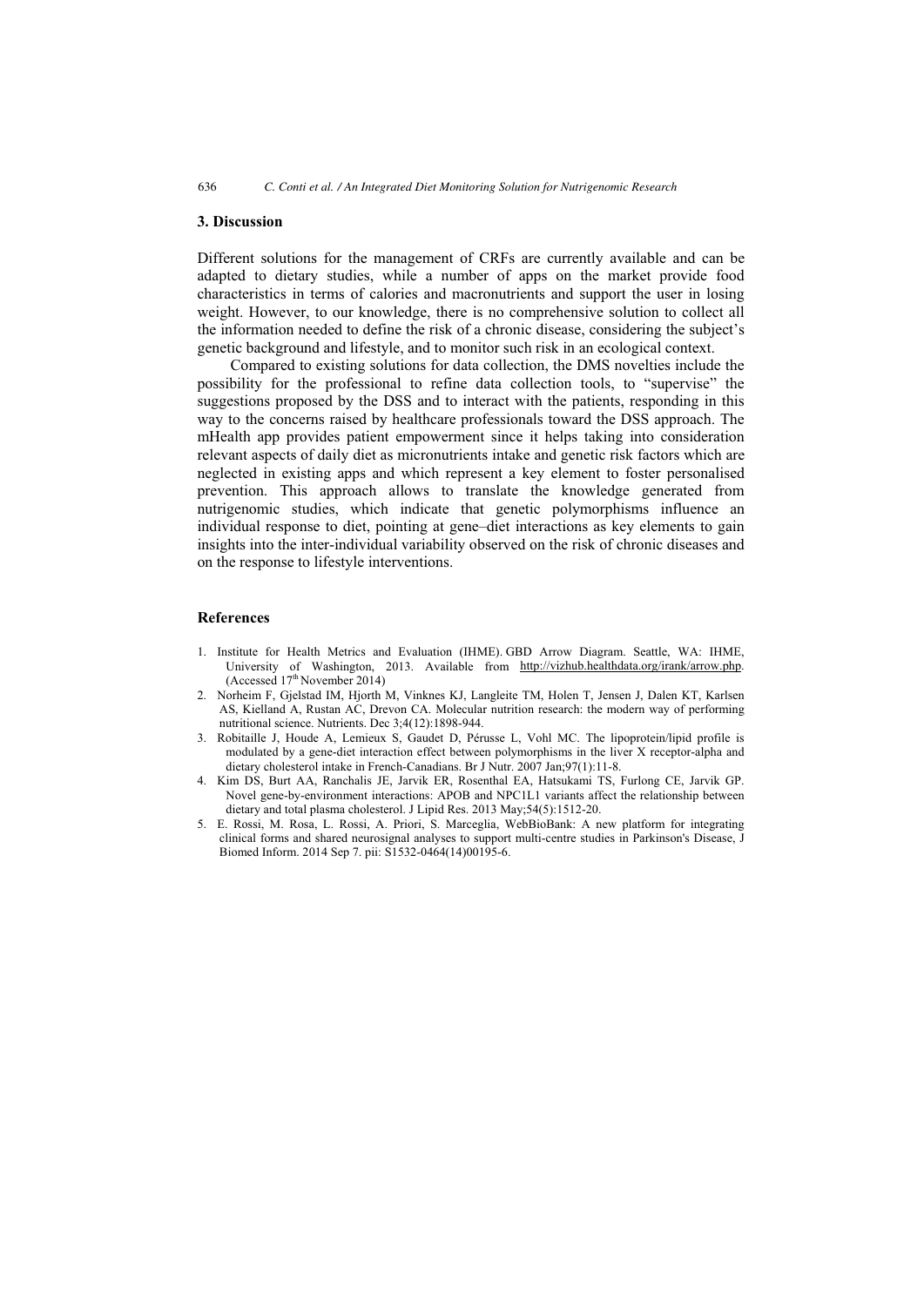## 3. Discussion

Different solutions for the management of CRFs are currently available and can be adapted to dietary studies, while a number of apps on the market provide food characteristics in terms of calories and macronutrients and support the user in losing weight. However, to our knowledge, there is no comprehensive solution to collect all the information needed to define the risk of a chronic disease, considering the subject's genetic background and lifestyle, and to monitor such risk in an ecological context.

Compared to existing solutions for data collection, the DMS novelties include the possibility for the professional to refine data collection tools, to "supervise" the suggestions proposed by the DSS and to interact with the patients, responding in this way to the concerns raised by healthcare professionals toward the DSS approach. The mHealth app provides patient empowerment since it helps taking into consideration relevant aspects of daily diet as micronutrients intake and genetic risk factors which are neglected in existing apps and which represent a key element to foster personalised prevention. This approach allows to translate the knowledge generated from nutrigenomic studies, which indicate that genetic polymorphisms influence an individual response to diet, pointing at gene–diet interactions as key elements to gain insights into the inter-individual variability observed on the risk of chronic diseases and on the response to lifestyle interventions.

## References

1. Institute for Health Metrics and Evaluation (IHME). GBD Arrow Diagram. Seattle, WA: IHME, University of Washington, 2013. Available from http://vizhub.healthdata.org/irank/arrow.php. (Accessed 17th November 2014)
2. Norheim F, Gjelstad IM, Hjorth M, Vinknes KJ, Langleite TM, Holen T, Jensen J, Dalen KT, Karlsen AS, Kielland A, Rustan AC, Drevon CA. Molecular nutrition research: the modern way of performing nutritional science. Nutrients. Dec 3;4(12):1898-944.
3. Robitaille J, Houde A, Lemieux S, Gaudet D, Pérusse L, Vohl MC. The lipoprotein/lipid profile is modulated by a gene-diet interaction effect between polymorphisms in the liver X receptor-alpha and dietary cholesterol intake in French-Canadians. Br J Nutr. 2007 Jan;97(1):11-8.
4. Kim DS, Burt AA, Ranchalis JE, Jarvik ER, Rosenthal EA, Hatsukami TS, Furlong CE, Jarvik GP. Novel gene-by-environment interactions: APOB and NPC1L1 variants affect the relationship between dietary and total plasma cholesterol. J Lipid Res. 2013 May;54(5):1512-20.
5. E. Rossi, M. Rosa, L. Rossi, A. Priori, S. Marceglia, WebBioBank: A new platform for integrating clinical forms and shared neurosignal analyses to support multi-centre studies in Parkinson's Disease, J Biomed Inform. 2014 Sep 7. pii: S1532-0464(14)00195-6.